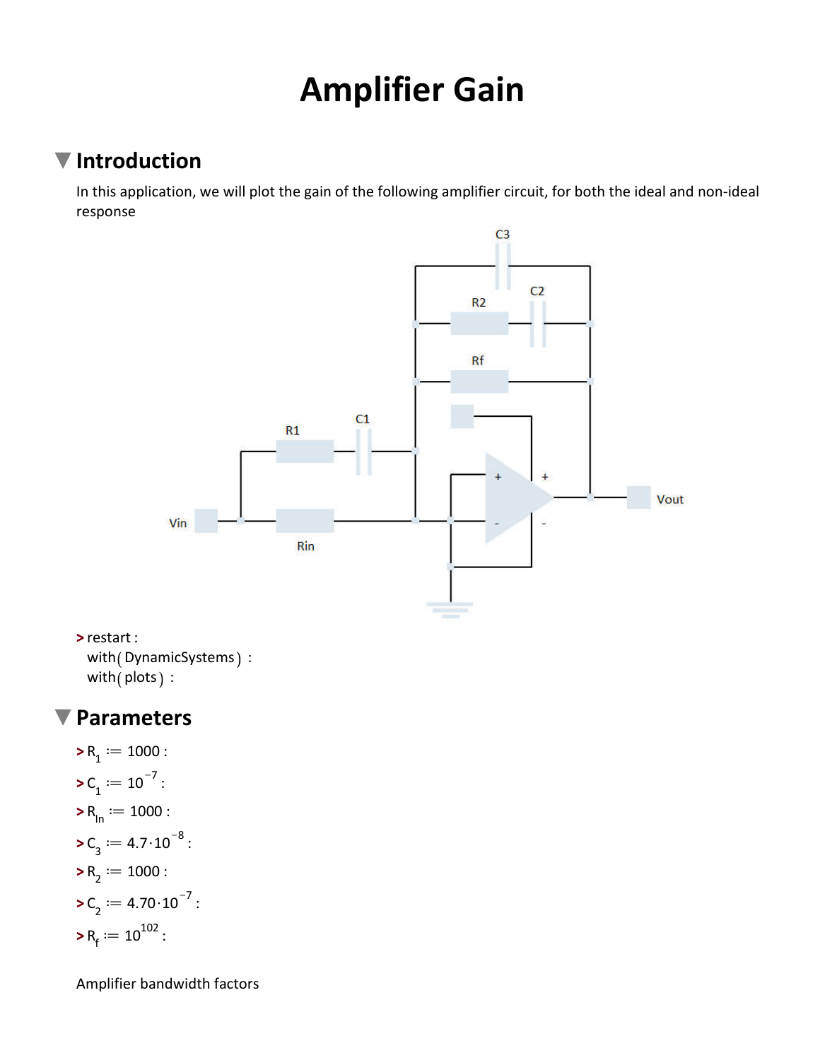# Amplifier Gain

## Introduction

In this application, we will plot the gain of the following amplifier circuit, for both the ideal and non-ideal response

```
> restart :
  with( DynamicSystems ) :
  with( plots ) :
```

## Parameters

> $R_1 := 1000$ :

> $C_1 := 10^{-7}$ :

> $R_{In} := 1000$ :

> $C_3 := 4.7 \cdot 10^{-8}$ :

> $R_2 := 1000$ :

> $C_2 := 4.70 \cdot 10^{-7}$ :

> $R_f := 10^{102}$ :

Amplifier bandwidth factors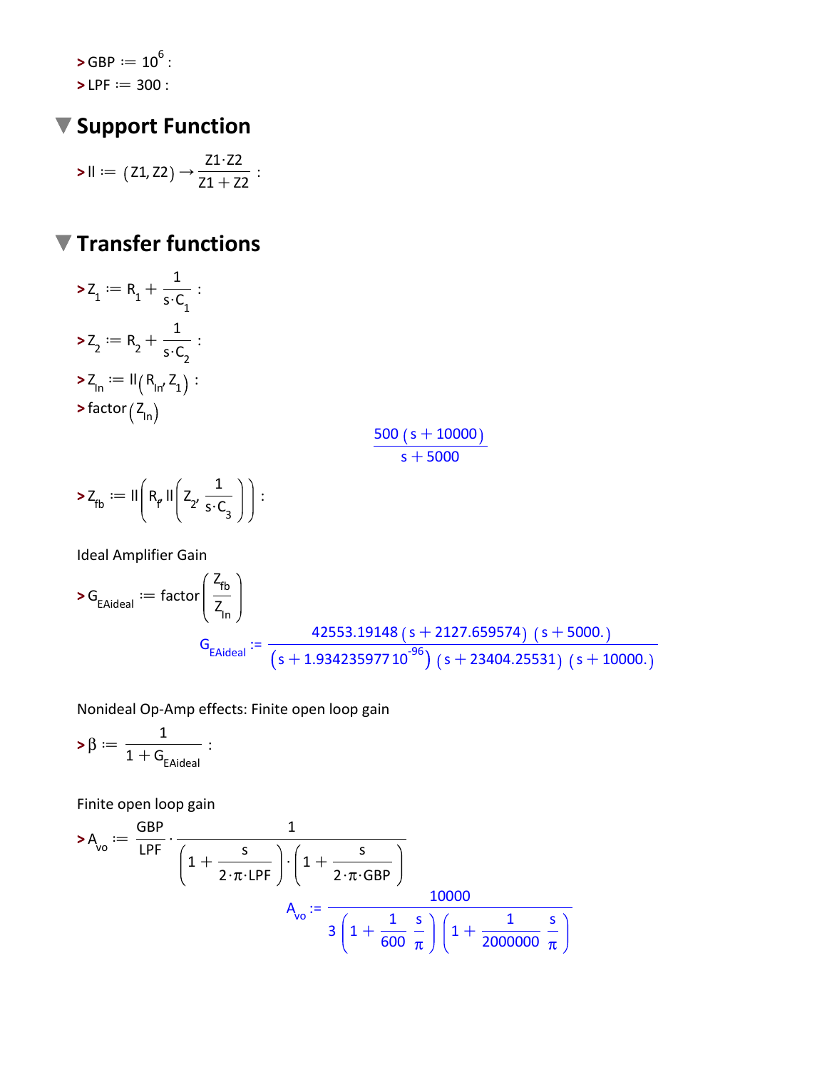$> GBP := 10^6 :$

$> LPF := 300 :$

## Support Function

$$> ll := (Z1, Z2) \rightarrow \frac{Z1 \cdot Z2}{Z1 + Z2} :$$

## Transfer functions

$$> Z_1 := R_1 + \frac{1}{s \cdot C_1} :$$

$$> Z_2 := R_2 + \frac{1}{s \cdot C_2} :$$

$$> Z_{In} := ll(R_{In}, Z_1) :$$

$$> \text{factor}(Z_{In})$$

$$\frac{500\ (s + 10000)}{s + 5000}$$

$$> Z_{fb} := ll\left(R_f, ll\left(Z_2, \frac{1}{s \cdot C_3}\right)\right) :$$

Ideal Amplifier Gain

$$> G_{EAideal} := \text{factor}\left(\frac{Z_{fb}}{Z_{In}}\right)$$

$$G_{EAideal} := \frac{42553.19148\ (s + 2127.659574)\ (s + 5000.)}{\left(s + 1.93423597710^{-96}\right)\ (s + 23404.25531)\ (s + 10000.)}$$

Nonideal Op-Amp effects: Finite open loop gain

$$> \beta := \frac{1}{1 + G_{EAideal}} :$$

Finite open loop gain

$$> A_{vo} := \frac{GBP}{LPF} \cdot \frac{1}{\left(1 + \frac{s}{2 \cdot \pi \cdot LPF}\right) \cdot \left(1 + \frac{s}{2 \cdot \pi \cdot GBP}\right)}$$

$$A_{vo} := \frac{10000}{3\left(1 + \frac{1}{600}\ \frac{s}{\pi}\right)\left(1 + \frac{1}{2000000}\ \frac{s}{\pi}\right)}$$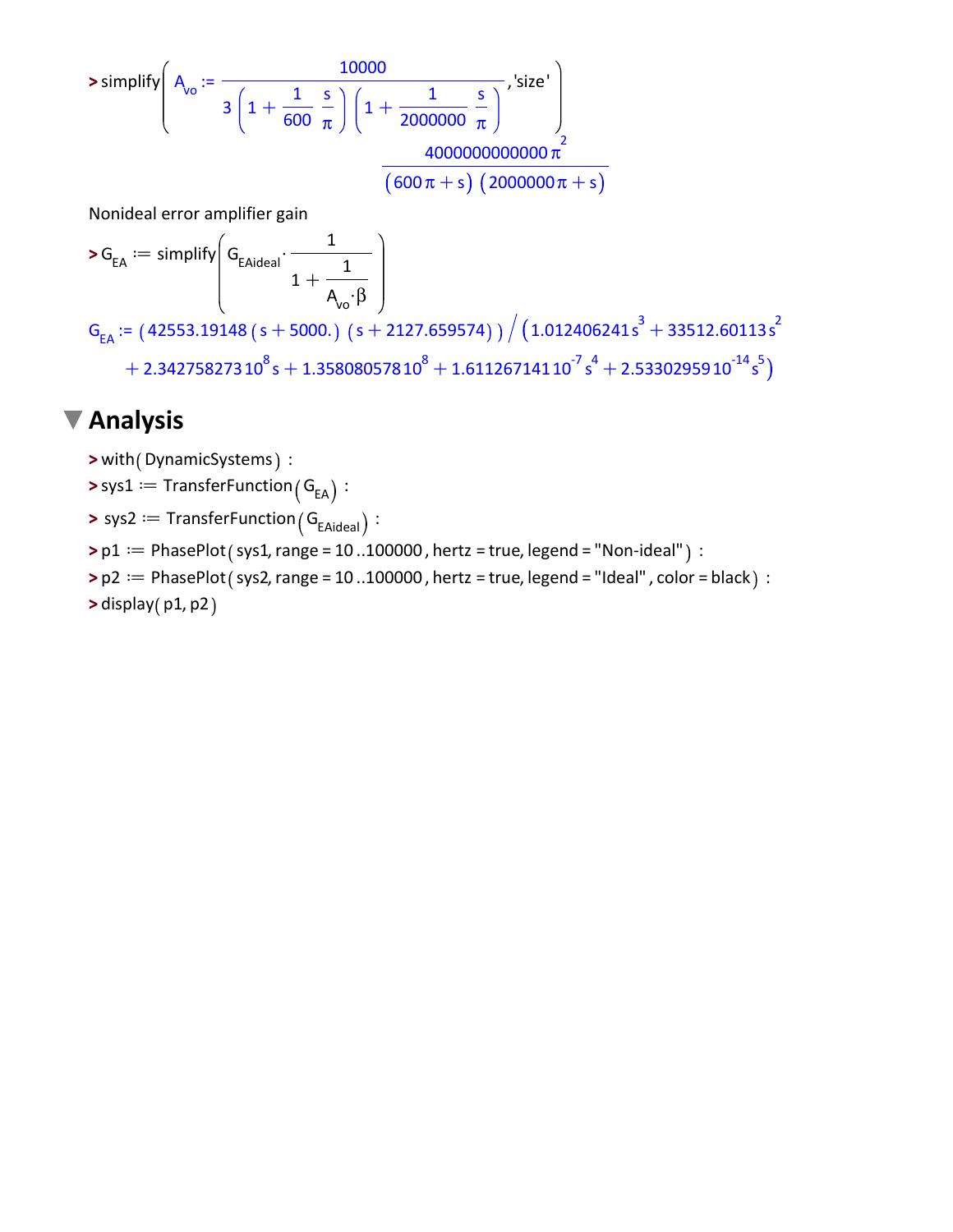> simplify$\left( A_{vo} := \frac{10000}{3\left(1 + \frac{1}{600}\frac{s}{\pi}\right)\left(1 + \frac{1}{2000000}\frac{s}{\pi}\right)}, \text{'size'} \right)$

$$\frac{4000000000000\,\pi^2}{(600\,\pi + s)\,(2000000\,\pi + s)}$$

Nonideal error amplifier gain

> $G_{EA} :=$ simplify$\left( G_{EAideal} \cdot \frac{1}{1 + \frac{1}{A_{vo} \cdot \beta}} \right)$

$$G_{EA} := (42553.19148\,(s + 5000.)\,(s + 2127.659574)) \Big/ (1.012406241\,s^3 + 33512.60113\,s^2 + 2.342758273\,10^8\,s + 1.358080578\,10^8 + 1.611267141\,10^{-7}\,s^4 + 2.533029591\,10^{-14}\,s^5)$$

# Analysis

```
> with(DynamicSystems) :
> sys1 := TransferFunction(G_EA) :
> sys2 := TransferFunction(G_EAideal) :
> p1 := PhasePlot(sys1, range = 10..100000, hertz = true, legend = "Non-ideal") :
> p2 := PhasePlot(sys2, range = 10..100000, hertz = true, legend = "Ideal", color = black) :
> display(p1, p2)
```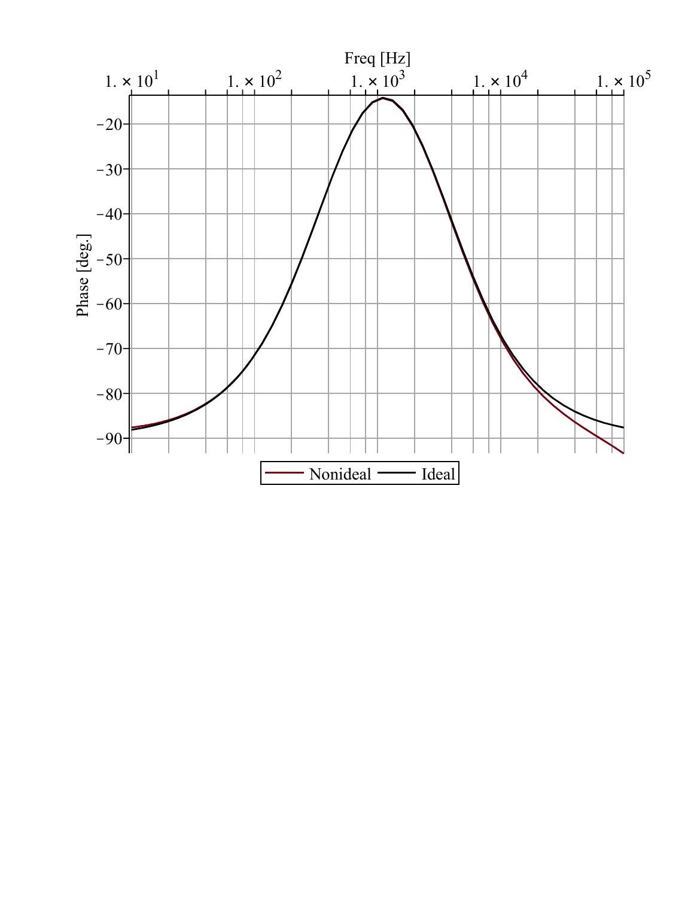Freq [Hz]

$1. \times 10^1$ $1. \times 10^2$ $1. \times 10^3$ $1. \times 10^4$ $1. \times 10^5$

Phase [deg.]

−20
−30
−40
−50
−60
−70
−80
−90

Nonideal Ideal